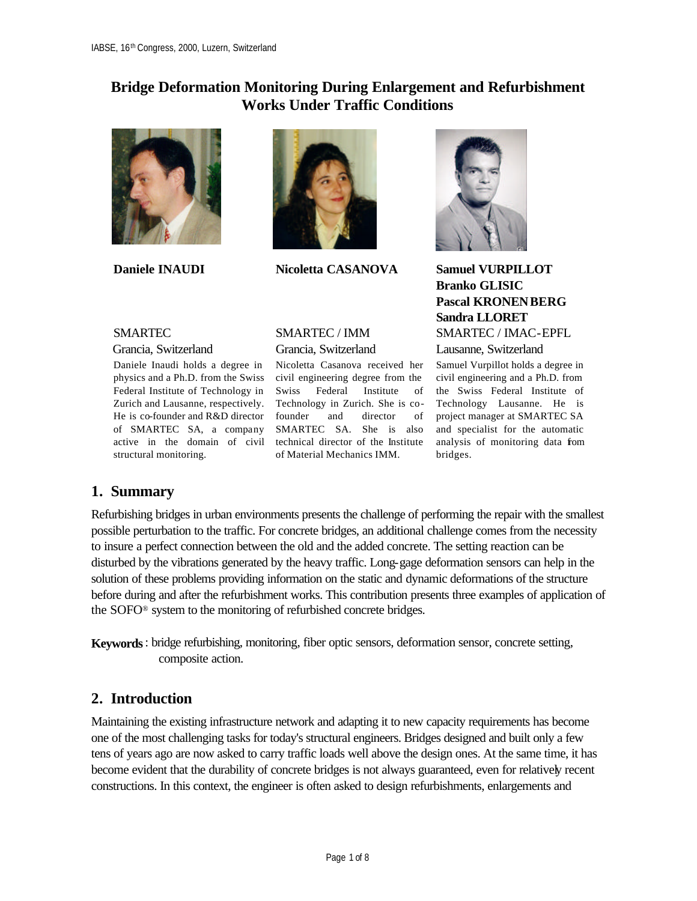# Bridge Deformation Monitoring During Enlargement and Refurbishment Works Under Traffic Conditions

**Daniele INAUDI**

SMARTEC

Grancia, Switzerland

Daniele Inaudi holds a degree in physics and a Ph.D. from the Swiss Federal Institute of Technology in Zurich and Lausanne, respectively. He is co-founder and R&D director of SMARTEC SA, a company active in the domain of civil structural monitoring.

**Nicoletta CASANOVA**

SMARTEC / IMM

Grancia, Switzerland

Nicoletta Casanova received her civil engineering degree from the Swiss Federal Institute of Technology in Zurich. She is co-founder and director of SMARTEC SA. She is also technical director of the Institute of Material Mechanics IMM.

**Samuel VURPILLOT**
**Branko GLISIC**
**Pascal KRONENBERG**
**Sandra LLORET**

SMARTEC / IMAC-EPFL

Lausanne, Switzerland

Samuel Vurpillot holds a degree in civil engineering and a Ph.D. from the Swiss Federal Institute of Technology Lausanne. He is project manager at SMARTEC SA and specialist for the automatic analysis of monitoring data from bridges.

## 1. Summary

Refurbishing bridges in urban environments presents the challenge of performing the repair with the smallest possible perturbation to the traffic. For concrete bridges, an additional challenge comes from the necessity to insure a perfect connection between the old and the added concrete. The setting reaction can be disturbed by the vibrations generated by the heavy traffic. Long-gage deformation sensors can help in the solution of these problems providing information on the static and dynamic deformations of the structure before during and after the refurbishment works. This contribution presents three examples of application of the SOFO® system to the monitoring of refurbished concrete bridges.

**Keywords**: bridge refurbishing, monitoring, fiber optic sensors, deformation sensor, concrete setting, composite action.

## 2. Introduction

Maintaining the existing infrastructure network and adapting it to new capacity requirements has become one of the most challenging tasks for today's structural engineers. Bridges designed and built only a few tens of years ago are now asked to carry traffic loads well above the design ones. At the same time, it has become evident that the durability of concrete bridges is not always guaranteed, even for relatively recent constructions. In this context, the engineer is often asked to design refurbishments, enlargements and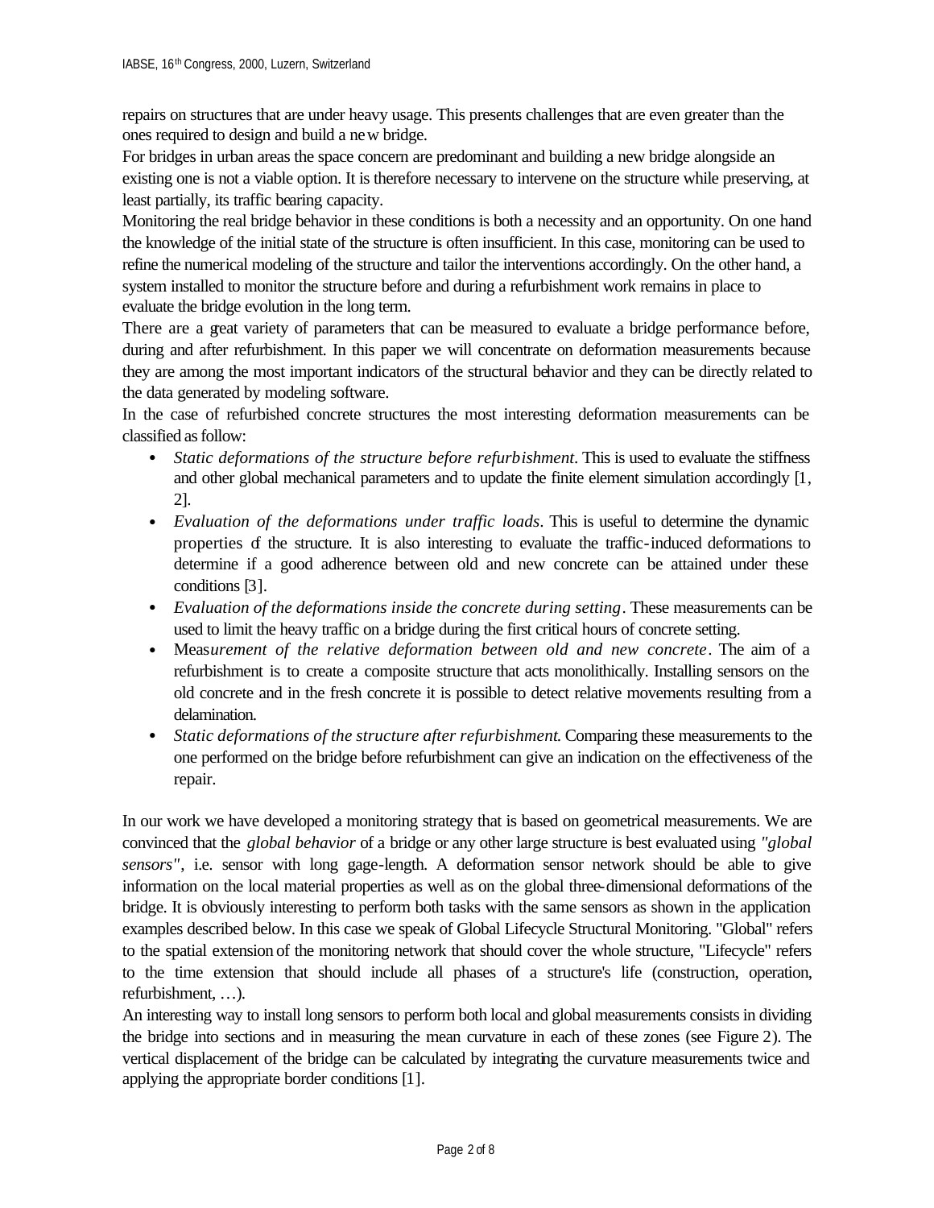repairs on structures that are under heavy usage. This presents challenges that are even greater than the ones required to design and build a new bridge.

For bridges in urban areas the space concern are predominant and building a new bridge alongside an existing one is not a viable option. It is therefore necessary to intervene on the structure while preserving, at least partially, its traffic bearing capacity.

Monitoring the real bridge behavior in these conditions is both a necessity and an opportunity. On one hand the knowledge of the initial state of the structure is often insufficient. In this case, monitoring can be used to refine the numerical modeling of the structure and tailor the interventions accordingly. On the other hand, a system installed to monitor the structure before and during a refurbishment work remains in place to evaluate the bridge evolution in the long term.

There are a great variety of parameters that can be measured to evaluate a bridge performance before, during and after refurbishment. In this paper we will concentrate on deformation measurements because they are among the most important indicators of the structural behavior and they can be directly related to the data generated by modeling software.

In the case of refurbished concrete structures the most interesting deformation measurements can be classified as follow:

- *Static deformations of the structure before refurbishment*. This is used to evaluate the stiffness and other global mechanical parameters and to update the finite element simulation accordingly [1, 2].
- *Evaluation of the deformations under traffic loads*. This is useful to determine the dynamic properties of the structure. It is also interesting to evaluate the traffic-induced deformations to determine if a good adherence between old and new concrete can be attained under these conditions [3].
- *Evaluation of the deformations inside the concrete during setting*. These measurements can be used to limit the heavy traffic on a bridge during the first critical hours of concrete setting.
- Meas*urement of the relative deformation between old and new concrete*. The aim of a refurbishment is to create a composite structure that acts monolithically. Installing sensors on the old concrete and in the fresh concrete it is possible to detect relative movements resulting from a delamination.
- *Static deformations of the structure after refurbishment.* Comparing these measurements to the one performed on the bridge before refurbishment can give an indication on the effectiveness of the repair.

In our work we have developed a monitoring strategy that is based on geometrical measurements. We are convinced that the *global behavior* of a bridge or any other large structure is best evaluated using *"global sensors"*, i.e. sensor with long gage-length. A deformation sensor network should be able to give information on the local material properties as well as on the global three-dimensional deformations of the bridge. It is obviously interesting to perform both tasks with the same sensors as shown in the application examples described below. In this case we speak of Global Lifecycle Structural Monitoring. "Global" refers to the spatial extension of the monitoring network that should cover the whole structure, "Lifecycle" refers to the time extension that should include all phases of a structure's life (construction, operation, refurbishment, …).

An interesting way to install long sensors to perform both local and global measurements consists in dividing the bridge into sections and in measuring the mean curvature in each of these zones (see Figure 2). The vertical displacement of the bridge can be calculated by integrating the curvature measurements twice and applying the appropriate border conditions [1].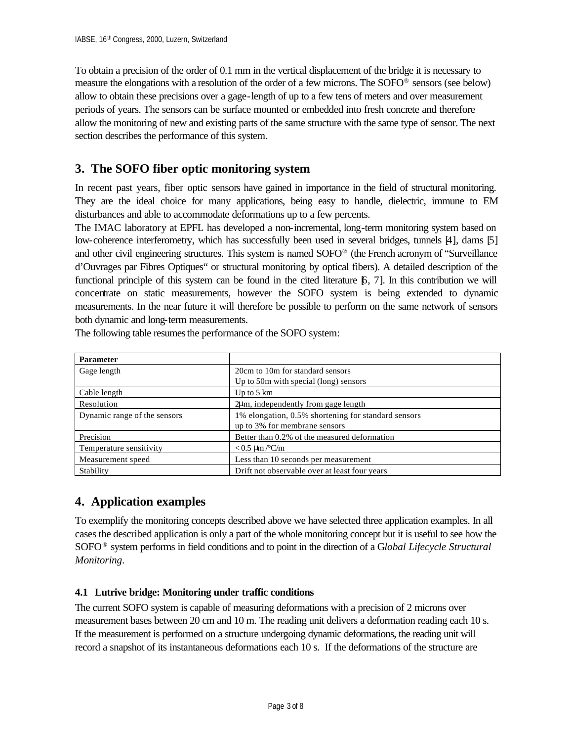To obtain a precision of the order of 0.1 mm in the vertical displacement of the bridge it is necessary to measure the elongations with a resolution of the order of a few microns. The SOFO® sensors (see below) allow to obtain these precisions over a gage-length of up to a few tens of meters and over measurement periods of years. The sensors can be surface mounted or embedded into fresh concrete and therefore allow the monitoring of new and existing parts of the same structure with the same type of sensor. The next section describes the performance of this system.

## 3. The SOFO fiber optic monitoring system

In recent past years, fiber optic sensors have gained in importance in the field of structural monitoring. They are the ideal choice for many applications, being easy to handle, dielectric, immune to EM disturbances and able to accommodate deformations up to a few percents.

The IMAC laboratory at EPFL has developed a non-incremental, long-term monitoring system based on low-coherence interferometry, which has successfully been used in several bridges, tunnels [4], dams [5] and other civil engineering structures. This system is named SOFO® (the French acronym of "Surveillance d'Ouvrages par Fibres Optiques" or structural monitoring by optical fibers). A detailed description of the functional principle of this system can be found in the cited literature [6, 7]. In this contribution we will concentrate on static measurements, however the SOFO system is being extended to dynamic measurements. In the near future it will therefore be possible to perform on the same network of sensors both dynamic and long-term measurements.

The following table resumes the performance of the SOFO system:

| Parameter | |
|---|---|
| Gage length | 20cm to 10m for standard sensors<br>Up to 50m with special (long) sensors |
| Cable length | Up to 5 km |
| Resolution | 2μm, independently from gage length |
| Dynamic range of the sensors | 1% elongation, 0.5% shortening for standard sensors<br>up to 3% for membrane sensors |
| Precision | Better than 0.2% of the measured deformation |
| Temperature sensitivity | < 0.5 μm /°C/m |
| Measurement speed | Less than 10 seconds per measurement |
| Stability | Drift not observable over at least four years |

## 4. Application examples

To exemplify the monitoring concepts described above we have selected three application examples. In all cases the described application is only a part of the whole monitoring concept but it is useful to see how the SOFO® system performs in field conditions and to point in the direction of a G*lobal Lifecycle Structural Monitoring*.

### 4.1 Lutrive bridge: Monitoring under traffic conditions

The current SOFO system is capable of measuring deformations with a precision of 2 microns over measurement bases between 20 cm and 10 m. The reading unit delivers a deformation reading each 10 s. If the measurement is performed on a structure undergoing dynamic deformations, the reading unit will record a snapshot of its instantaneous deformations each 10 s. If the deformations of the structure are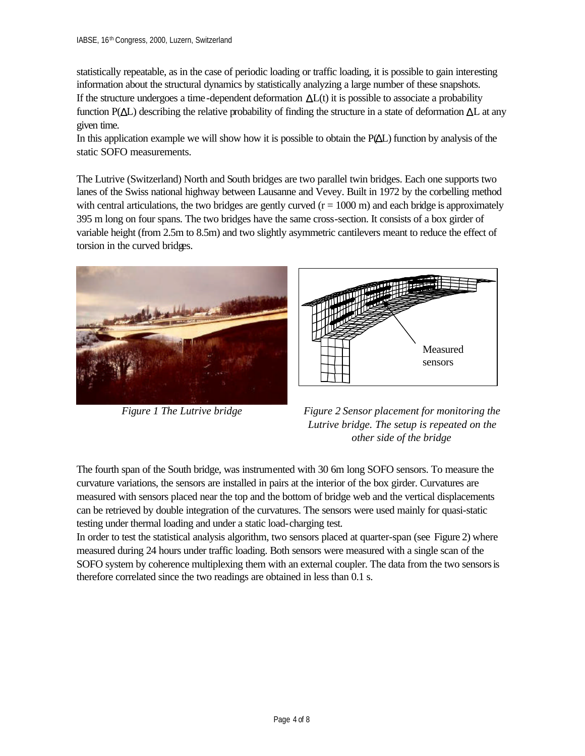statistically repeatable, as in the case of periodic loading or traffic loading, it is possible to gain interesting information about the structural dynamics by statistically analyzing a large number of these snapshots.
If the structure undergoes a time-dependent deformation $\Delta L(t)$ it is possible to associate a probability function $P(\Delta L)$ describing the relative probability of finding the structure in a state of deformation $\Delta L$ at any given time.
In this application example we will show how it is possible to obtain the $P(\Delta L)$ function by analysis of the static SOFO measurements.

The Lutrive (Switzerland) North and South bridges are two parallel twin bridges. Each one supports two lanes of the Swiss national highway between Lausanne and Vevey. Built in 1972 by the corbelling method with central articulations, the two bridges are gently curved ($r = 1000$ m) and each bridge is approximately 395 m long on four spans. The two bridges have the same cross-section. It consists of a box girder of variable height (from 2.5m to 8.5m) and two slightly asymmetric cantilevers meant to reduce the effect of torsion in the curved bridges.

*Figure 1 The Lutrive bridge*

Measured sensors

*Figure 2 Sensor placement for monitoring the Lutrive bridge. The setup is repeated on the other side of the bridge*

The fourth span of the South bridge, was instrumented with 30 6m long SOFO sensors. To measure the curvature variations, the sensors are installed in pairs at the interior of the box girder. Curvatures are measured with sensors placed near the top and the bottom of bridge web and the vertical displacements can be retrieved by double integration of the curvatures. The sensors were used mainly for quasi-static testing under thermal loading and under a static load-charging test.
In order to test the statistical analysis algorithm, two sensors placed at quarter-span (see Figure 2) where measured during 24 hours under traffic loading. Both sensors were measured with a single scan of the SOFO system by coherence multiplexing them with an external coupler. The data from the two sensors is therefore correlated since the two readings are obtained in less than 0.1 s.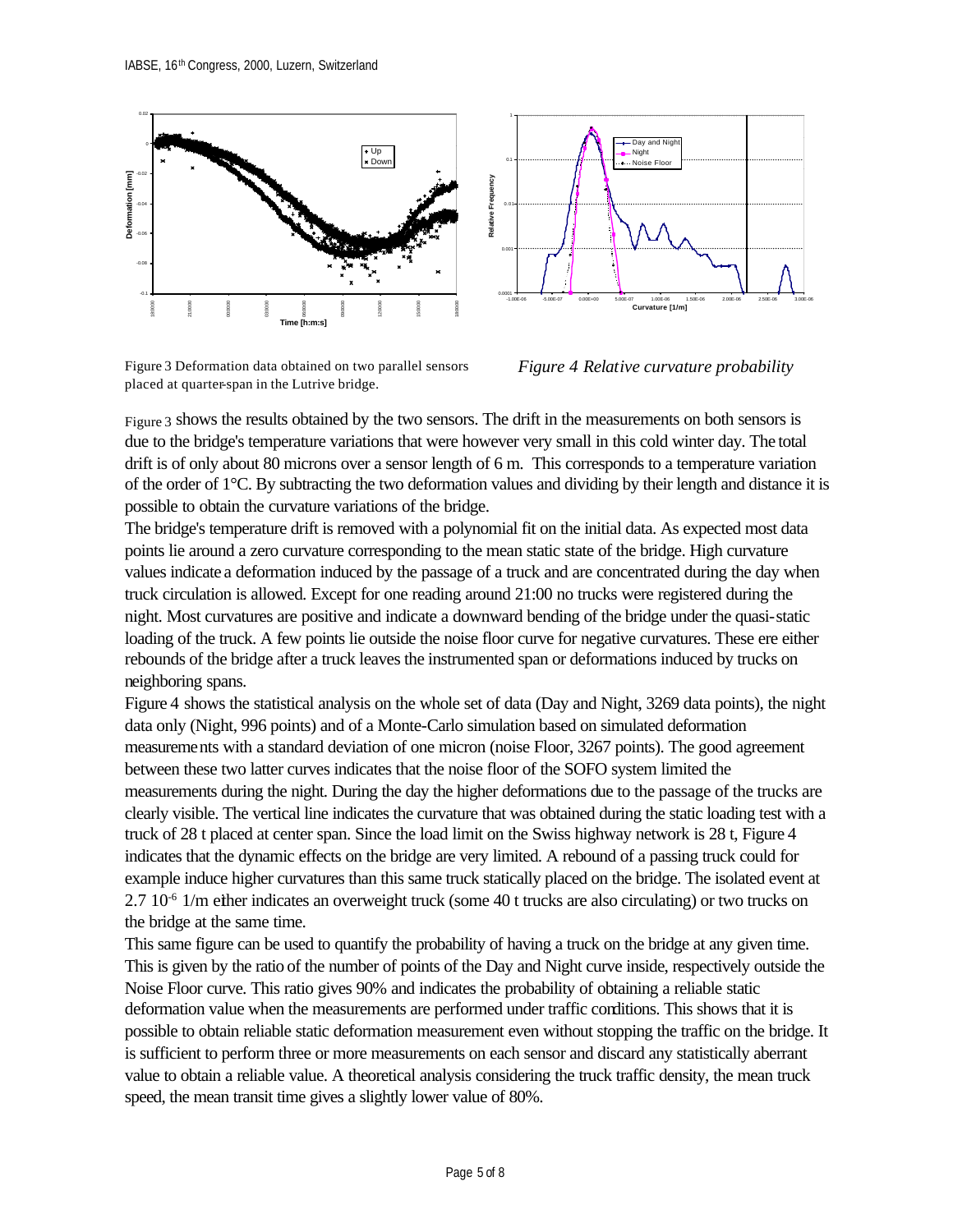Figure 3 Deformation data obtained on two parallel sensors placed at quarter-span in the Lutrive bridge.

*Figure 4 Relative curvature probability*

Figure 3 shows the results obtained by the two sensors. The drift in the measurements on both sensors is due to the bridge's temperature variations that were however very small in this cold winter day. The total drift is of only about 80 microns over a sensor length of 6 m. This corresponds to a temperature variation of the order of 1°C. By subtracting the two deformation values and dividing by their length and distance it is possible to obtain the curvature variations of the bridge.

The bridge's temperature drift is removed with a polynomial fit on the initial data. As expected most data points lie around a zero curvature corresponding to the mean static state of the bridge. High curvature values indicate a deformation induced by the passage of a truck and are concentrated during the day when truck circulation is allowed. Except for one reading around 21:00 no trucks were registered during the night. Most curvatures are positive and indicate a downward bending of the bridge under the quasi-static loading of the truck. A few points lie outside the noise floor curve for negative curvatures. These ere either rebounds of the bridge after a truck leaves the instrumented span or deformations induced by trucks on neighboring spans.

Figure 4 shows the statistical analysis on the whole set of data (Day and Night, 3269 data points), the night data only (Night, 996 points) and of a Monte-Carlo simulation based on simulated deformation measurements with a standard deviation of one micron (noise Floor, 3267 points). The good agreement between these two latter curves indicates that the noise floor of the SOFO system limited the measurements during the night. During the day the higher deformations due to the passage of the trucks are clearly visible. The vertical line indicates the curvature that was obtained during the static loading test with a truck of 28 t placed at center span. Since the load limit on the Swiss highway network is 28 t, Figure 4 indicates that the dynamic effects on the bridge are very limited. A rebound of a passing truck could for example induce higher curvatures than this same truck statically placed on the bridge. The isolated event at $2.7\ 10^{-6}$ 1/m either indicates an overweight truck (some 40 t trucks are also circulating) or two trucks on the bridge at the same time.

This same figure can be used to quantify the probability of having a truck on the bridge at any given time. This is given by the ratio of the number of points of the Day and Night curve inside, respectively outside the Noise Floor curve. This ratio gives 90% and indicates the probability of obtaining a reliable static deformation value when the measurements are performed under traffic conditions. This shows that it is possible to obtain reliable static deformation measurement even without stopping the traffic on the bridge. It is sufficient to perform three or more measurements on each sensor and discard any statistically aberrant value to obtain a reliable value. A theoretical analysis considering the truck traffic density, the mean truck speed, the mean transit time gives a slightly lower value of 80%.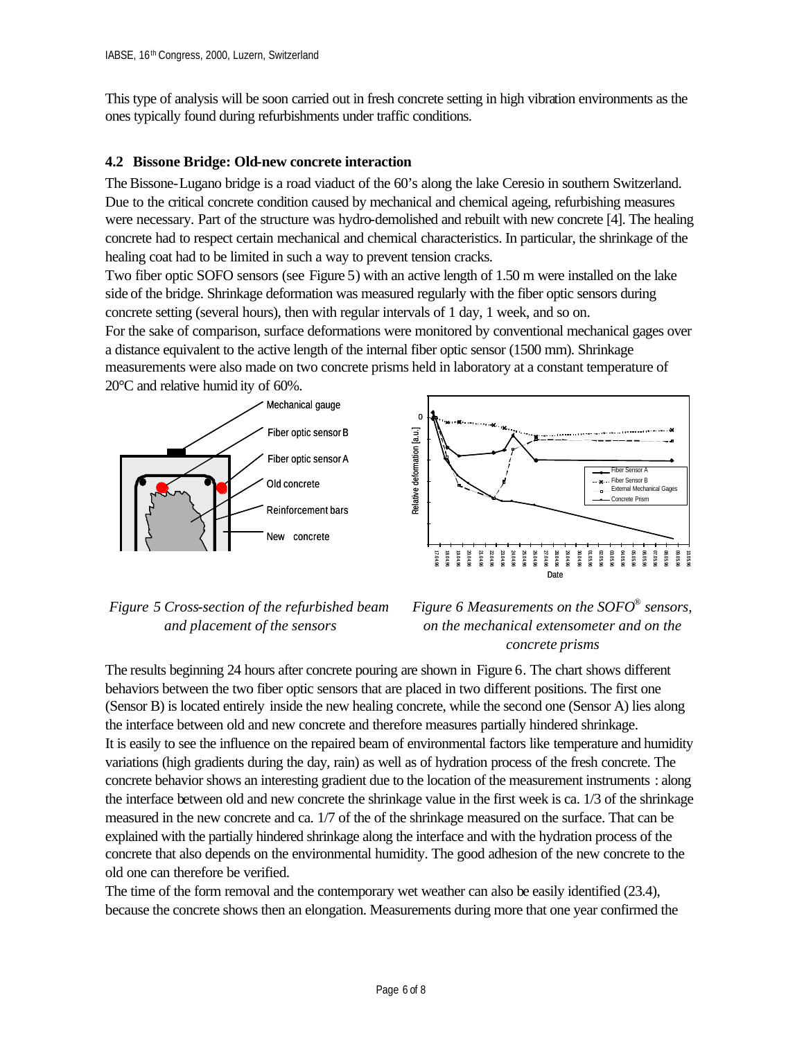This type of analysis will be soon carried out in fresh concrete setting in high vibration environments as the ones typically found during refurbishments under traffic conditions.

### 4.2 Bissone Bridge: Old-new concrete interaction

The Bissone-Lugano bridge is a road viaduct of the 60's along the lake Ceresio in southern Switzerland. Due to the critical concrete condition caused by mechanical and chemical ageing, refurbishing measures were necessary. Part of the structure was hydro-demolished and rebuilt with new concrete [4]. The healing concrete had to respect certain mechanical and chemical characteristics. In particular, the shrinkage of the healing coat had to be limited in such a way to prevent tension cracks.

Two fiber optic SOFO sensors (see Figure 5) with an active length of 1.50 m were installed on the lake side of the bridge. Shrinkage deformation was measured regularly with the fiber optic sensors during concrete setting (several hours), then with regular intervals of 1 day, 1 week, and so on.

For the sake of comparison, surface deformations were monitored by conventional mechanical gages over a distance equivalent to the active length of the internal fiber optic sensor (1500 mm). Shrinkage measurements were also made on two concrete prisms held in laboratory at a constant temperature of 20°C and relative humidity of 60%.

*Figure 5 Cross-section of the refurbished beam and placement of the sensors*

*Figure 6 Measurements on the SOFO® sensors, on the mechanical extensometer and on the concrete prisms*

The results beginning 24 hours after concrete pouring are shown in Figure 6. The chart shows different behaviors between the two fiber optic sensors that are placed in two different positions. The first one (Sensor B) is located entirely inside the new healing concrete, while the second one (Sensor A) lies along the interface between old and new concrete and therefore measures partially hindered shrinkage.

It is easily to see the influence on the repaired beam of environmental factors like temperature and humidity variations (high gradients during the day, rain) as well as of hydration process of the fresh concrete. The concrete behavior shows an interesting gradient due to the location of the measurement instruments : along the interface between old and new concrete the shrinkage value in the first week is ca. 1/3 of the shrinkage measured in the new concrete and ca. 1/7 of the of the shrinkage measured on the surface. That can be explained with the partially hindered shrinkage along the interface and with the hydration process of the concrete that also depends on the environmental humidity. The good adhesion of the new concrete to the old one can therefore be verified.

The time of the form removal and the contemporary wet weather can also be easily identified (23.4), because the concrete shows then an elongation. Measurements during more that one year confirmed the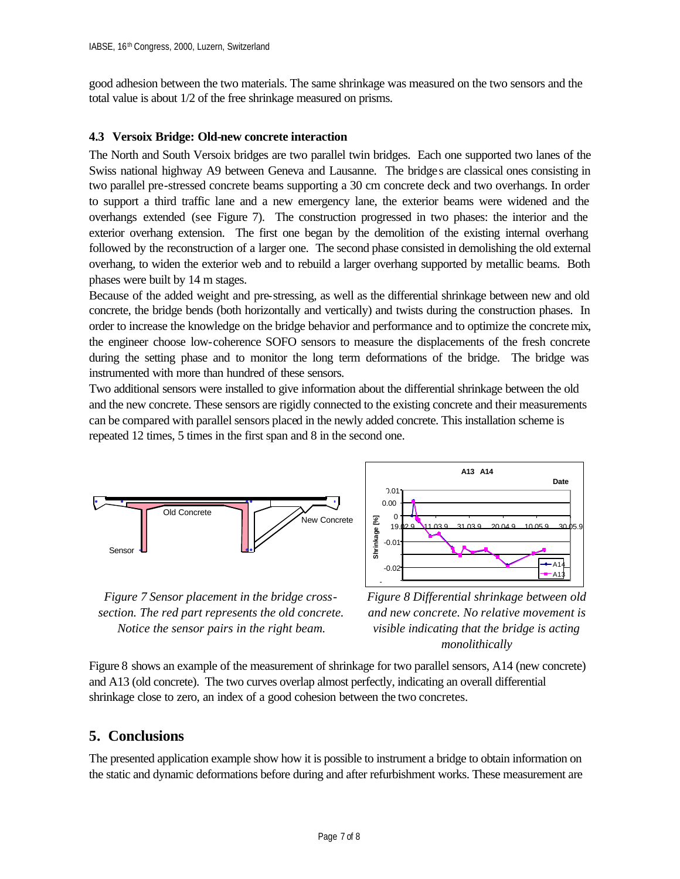good adhesion between the two materials. The same shrinkage was measured on the two sensors and the total value is about 1/2 of the free shrinkage measured on prisms.

### 4.3 Versoix Bridge: Old-new concrete interaction

The North and South Versoix bridges are two parallel twin bridges. Each one supported two lanes of the Swiss national highway A9 between Geneva and Lausanne. The bridges are classical ones consisting in two parallel pre-stressed concrete beams supporting a 30 cm concrete deck and two overhangs. In order to support a third traffic lane and a new emergency lane, the exterior beams were widened and the overhangs extended (see Figure 7). The construction progressed in two phases: the interior and the exterior overhang extension. The first one began by the demolition of the existing internal overhang followed by the reconstruction of a larger one. The second phase consisted in demolishing the old external overhang, to widen the exterior web and to rebuild a larger overhang supported by metallic beams. Both phases were built by 14 m stages.

Because of the added weight and pre-stressing, as well as the differential shrinkage between new and old concrete, the bridge bends (both horizontally and vertically) and twists during the construction phases. In order to increase the knowledge on the bridge behavior and performance and to optimize the concrete mix, the engineer choose low-coherence SOFO sensors to measure the displacements of the fresh concrete during the setting phase and to monitor the long term deformations of the bridge. The bridge was instrumented with more than hundred of these sensors.

Two additional sensors were installed to give information about the differential shrinkage between the old and the new concrete. These sensors are rigidly connected to the existing concrete and their measurements can be compared with parallel sensors placed in the newly added concrete. This installation scheme is repeated 12 times, 5 times in the first span and 8 in the second one.

*Figure 7 Sensor placement in the bridge cross-section. The red part represents the old concrete. Notice the sensor pairs in the right beam.*

*Figure 8 Differential shrinkage between old and new concrete. No relative movement is visible indicating that the bridge is acting monolithically*

Figure 8 shows an example of the measurement of shrinkage for two parallel sensors, A14 (new concrete) and A13 (old concrete). The two curves overlap almost perfectly, indicating an overall differential shrinkage close to zero, an index of a good cohesion between the two concretes.

## 5. Conclusions

The presented application example show how it is possible to instrument a bridge to obtain information on the static and dynamic deformations before during and after refurbishment works. These measurement are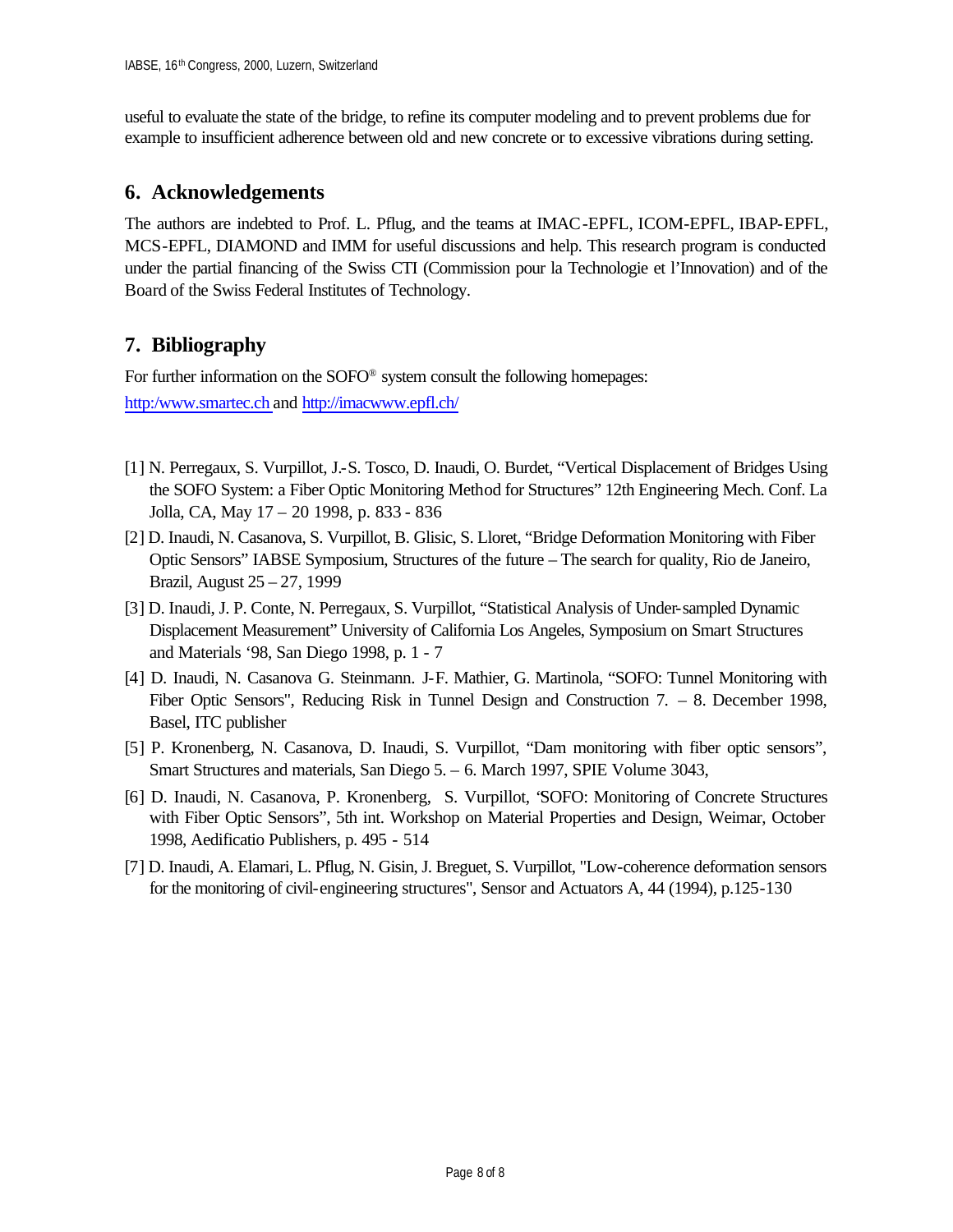useful to evaluate the state of the bridge, to refine its computer modeling and to prevent problems due for example to insufficient adherence between old and new concrete or to excessive vibrations during setting.

## 6. Acknowledgements

The authors are indebted to Prof. L. Pflug, and the teams at IMAC-EPFL, ICOM-EPFL, IBAP-EPFL, MCS-EPFL, DIAMOND and IMM for useful discussions and help. This research program is conducted under the partial financing of the Swiss CTI (Commission pour la Technologie et l'Innovation) and of the Board of the Swiss Federal Institutes of Technology.

## 7. Bibliography

For further information on the SOFO® system consult the following homepages:

http:/www.smartec.ch and http://imacwww.epfl.ch/

[1] N. Perregaux, S. Vurpillot, J.-S. Tosco, D. Inaudi, O. Burdet, "Vertical Displacement of Bridges Using the SOFO System: a Fiber Optic Monitoring Method for Structures" 12th Engineering Mech. Conf. La Jolla, CA, May 17 – 20 1998, p. 833 - 836

[2] D. Inaudi, N. Casanova, S. Vurpillot, B. Glisic, S. Lloret, "Bridge Deformation Monitoring with Fiber Optic Sensors" IABSE Symposium, Structures of the future – The search for quality, Rio de Janeiro, Brazil, August 25 – 27, 1999

[3] D. Inaudi, J. P. Conte, N. Perregaux, S. Vurpillot, "Statistical Analysis of Under-sampled Dynamic Displacement Measurement" University of California Los Angeles, Symposium on Smart Structures and Materials '98, San Diego 1998, p. 1 - 7

[4] D. Inaudi, N. Casanova G. Steinmann. J-F. Mathier, G. Martinola, "SOFO: Tunnel Monitoring with Fiber Optic Sensors", Reducing Risk in Tunnel Design and Construction 7. – 8. December 1998, Basel, ITC publisher

[5] P. Kronenberg, N. Casanova, D. Inaudi, S. Vurpillot, "Dam monitoring with fiber optic sensors", Smart Structures and materials, San Diego 5. – 6. March 1997, SPIE Volume 3043,

[6] D. Inaudi, N. Casanova, P. Kronenberg, S. Vurpillot, 'SOFO: Monitoring of Concrete Structures with Fiber Optic Sensors", 5th int. Workshop on Material Properties and Design, Weimar, October 1998, Aedificatio Publishers, p. 495 - 514

[7] D. Inaudi, A. Elamari, L. Pflug, N. Gisin, J. Breguet, S. Vurpillot, "Low-coherence deformation sensors for the monitoring of civil-engineering structures", Sensor and Actuators A, 44 (1994), p.125-130